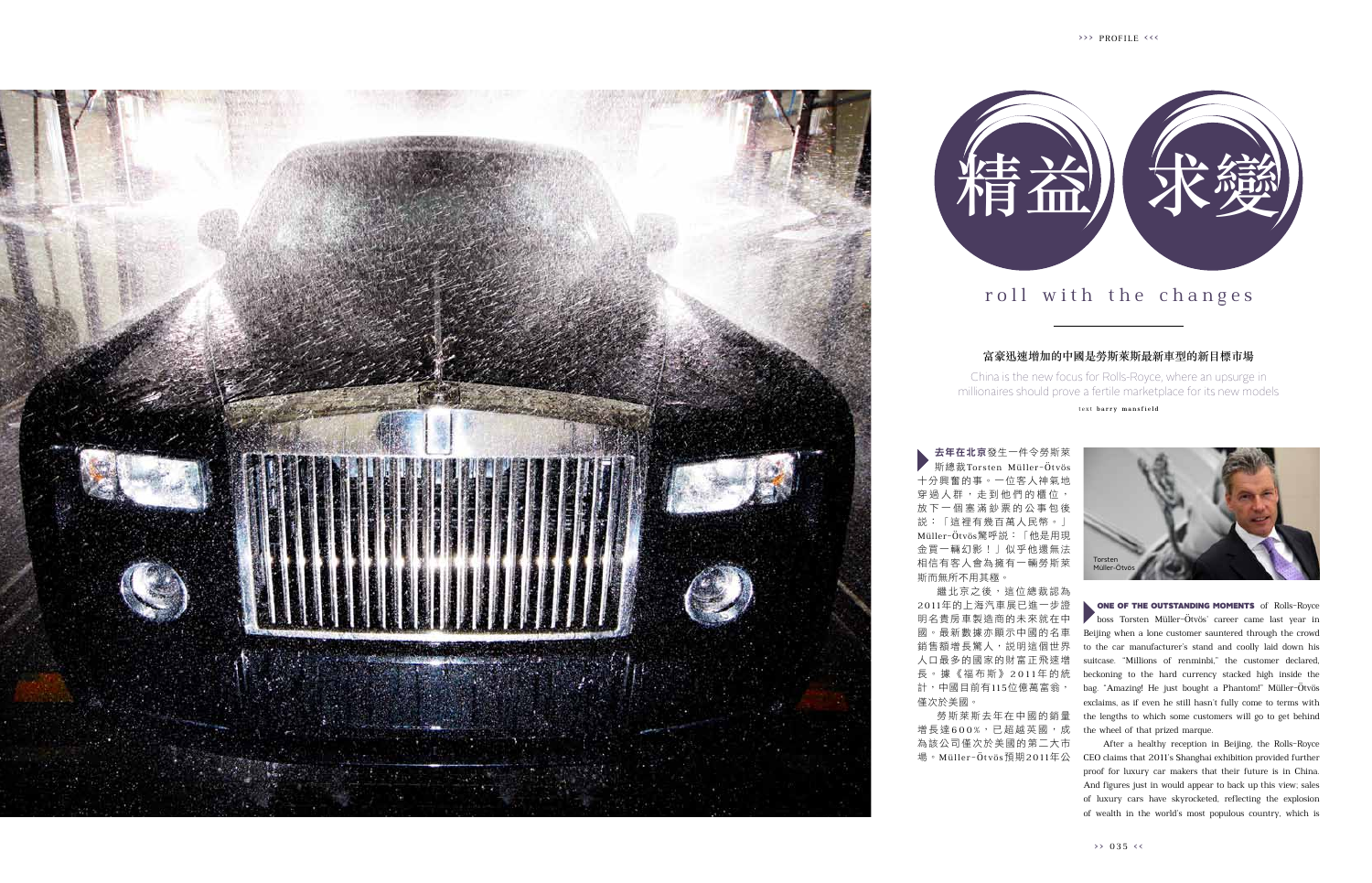# 精益求變

## roll with the changes

**富豪迅速增加的中國是勞斯萊斯最新車型的新目標市場**

China is the new focus for Rolls-Royce, where an upsurge in millionaires should prove a fertile marketplace for its new models

text **barry mansfield**

**去年在北京**發生一件令勞斯萊斯總裁Torsten Müller-Ötvös十分興奮的事。一位客人神氣地穿過人群，走到他們的櫃位，放下一個塞滿鈔票的公事包後說：「這裡有幾百萬人民幣。」Müller-Ötvös驚呼說：「他是用現金買一輛幻影！」似乎他還無法相信有客人會為擁有一輛勞斯萊斯而無所不用其極。

繼北京之後，這位總裁認為2011年的上海汽車展已進一步證明名貴房車製造商的未來就在中國。最新數據亦顯示中國的名車銷售額增長驚人，說明這個世界人口最多的國家的財富正飛速增長。據《福布斯》2011年的統計，中國目前有115位億萬富翁，僅次於美國。

勞斯萊斯去年在中國的銷量增長達600%，已超越英國，成為該公司僅次於美國的第二大市場。Müller-Ötvös預期2011年公

Torsten Müller-Ötvös

**ONE OF THE OUTSTANDING MOMENTS** of Rolls-Royce boss Torsten Müller-Ötvös' career came last year in Beijing when a lone customer sauntered through the crowd to the car manufacturer's stand and coolly laid down his suitcase. "Millions of renminbi," the customer declared, beckoning to the hard currency stacked high inside the bag. "Amazing! He just bought a Phantom!" Müller-Ötvös exclaims, as if even he still hasn't fully come to terms with the lengths to which some customers will go to get behind the wheel of that prized marque.

After a healthy reception in Beijing, the Rolls-Royce CEO claims that 2011's Shanghai exhibition provided further proof for luxury car makers that their future is in China. And figures just in would appear to back up this view; sales of luxury cars have skyrocketed, reflecting the explosion of wealth in the world's most populous country, which is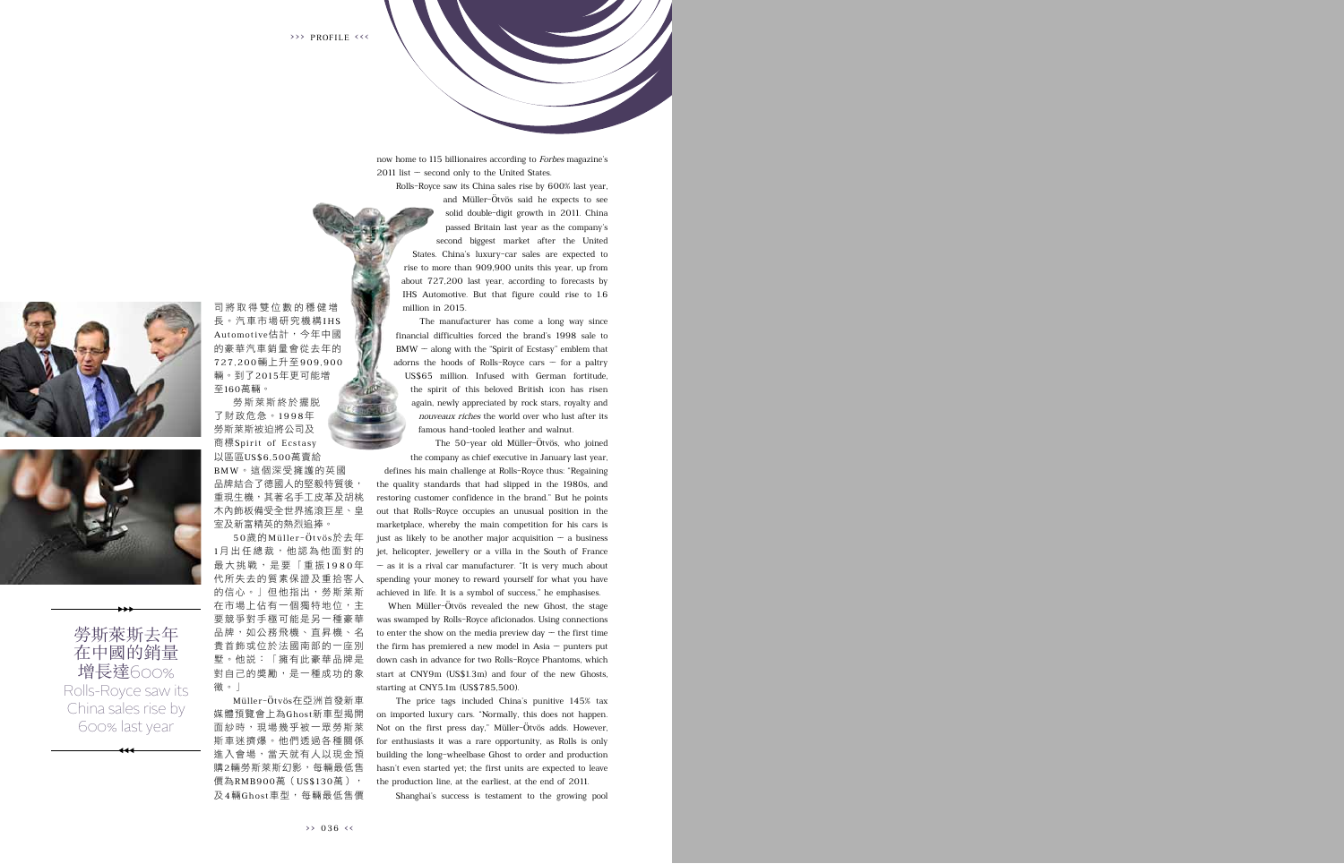司將取得雙位數的穩健增長。汽車市場研究機構IHS Automotive估計，今年中國的豪華汽車銷量會從去年的727,200輛上升至909,900輛。到了2015年更可能增至160萬輛。

勞斯萊斯終於擺脫了財政危急。1998年勞斯萊斯被迫將公司及商標Spirit of Ecstasy以區區US$6,500萬賣給BMW。這個深受擁護的英國品牌結合了德國人的堅毅特質後，重現生機，其著名手工皮革及胡桃木內飾板備受全世界搖滾巨星、皇室及新富精英的熱烈追捧。

50歲的Müller-Ötvös於去年1月出任總裁，他認為他面對的最大挑戰，是要「重振1980年代所失去的質素保證及重拾客人的信心。」但他指出，勞斯萊斯在市場上佔有一個獨特地位，主要競爭對手極可能是另一種豪華品牌，如公務飛機、直昇機、名貴首飾或位於法國南部的一座別墅。他說：「擁有此豪華品牌是對自己的獎勵，是一種成功的象徵。」

Müller-Ötvös在亞洲首發新車媒體預覽會上為Ghost新車型揭開面紗時，現場幾乎被一眾勞斯萊斯車迷擠爆。他們透過各種關係進入會場，當天就有人以現金預購2輛勞斯萊斯幻影，每輛最低售價為RMB900萬（US$130萬），及4輛Ghost車型，每輛最低售價

勞斯萊斯去年在中國的銷量增長達600%

Rolls-Royce saw its China sales rise by 600% last year

now home to 115 billionaires according to *Forbes* magazine's 2011 list – second only to the United States.

Rolls-Royce saw its China sales rise by 600% last year, and Müller-Ötvös said he expects to see solid double-digit growth in 2011. China passed Britain last year as the company's second biggest market after the United States. China's luxury-car sales are expected to rise to more than 909,900 units this year, up from about 727,200 last year, according to forecasts by IHS Automotive. But that figure could rise to 1.6 million in 2015.

The manufacturer has come a long way since financial difficulties forced the brand's 1998 sale to BMW – along with the "Spirit of Ecstasy" emblem that adorns the hoods of Rolls-Royce cars – for a paltry US$65 million. Infused with German fortitude, the spirit of this beloved British icon has risen again, newly appreciated by rock stars, royalty and *nouveaux riches* the world over who lust after its famous hand-tooled leather and walnut.

The 50-year old Müller-Ötvös, who joined the company as chief executive in January last year, defines his main challenge at Rolls-Royce thus: "Regaining the quality standards that had slipped in the 1980s, and restoring customer confidence in the brand." But he points out that Rolls-Royce occupies an unusual position in the marketplace, whereby the main competition for his cars is just as likely to be another major acquisition – a business jet, helicopter, jewellery or a villa in the South of France – as it is a rival car manufacturer. "It is very much about spending your money to reward yourself for what you have achieved in life. It is a symbol of success," he emphasises.

When Müller-Ötvös revealed the new Ghost, the stage was swamped by Rolls-Royce aficionados. Using connections to enter the show on the media preview day – the first time the firm has premiered a new model in Asia – punters put down cash in advance for two Rolls-Royce Phantoms, which start at CNY9m (US$1.3m) and four of the new Ghosts, starting at CNY5.1m (US$785,500).

The price tags included China's punitive 145% tax on imported luxury cars. "Normally, this does not happen. Not on the first press day," Müller-Ötvös adds. However, for enthusiasts it was a rare opportunity, as Rolls is only building the long-wheelbase Ghost to order and production hasn't even started yet; the first units are expected to leave the production line, at the earliest, at the end of 2011.

Shanghai's success is testament to the growing pool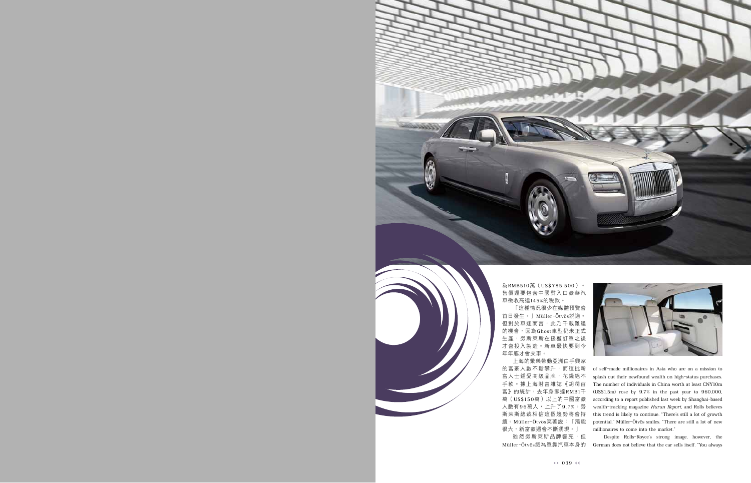為RMB510萬（US$785,500）。售價還要包含中國對入口豪華汽車徵收高達145%的稅款。

「這種情況很少在媒體預覽會首日發生。」Müller-Ötvös説道。但對於車迷而言，此乃千載難逢的機會，因為Ghost車型仍未正式生產，勞斯萊斯在接獲訂單之後才會投入製造。新車最快要到今年年底才會交車。

上海的繁榮帶動亞洲白手興家的富豪人數不斷攀升，而這批新富人士鍾愛高級品牌，花錢絕不手軟。據上海財富雜誌《胡潤百富》的統計，去年身家達RMB1千萬（US$150萬）以上的中國富豪人數有96萬人，上升了9.7%。勞斯萊斯總裁相信這個趨勢將會持續。Müller-Ötvös笑著説：「潛能很大，新富豪還會不斷湧現。」

雖然勞斯萊斯品牌響亮，但Müller-Ötvös認為單靠汽車本身的

of self-made millionaires in Asia who are on a mission to splash out their newfound wealth on high-status purchases. The number of individuals in China worth at least CNY10m (US$1.5m) rose by 9.7% in the past year to 960,000, according to a report published last week by Shanghai-based wealth-tracking magazine *Hurun Report*, and Rolls believes this trend is likely to continue. "There's still a lot of growth potential," Müller-Ötvös smiles. "There are still a lot of new millionaires to come into the market."

Despite Rolls-Royce's strong image, however, the German does not believe that the car sells itself. "You always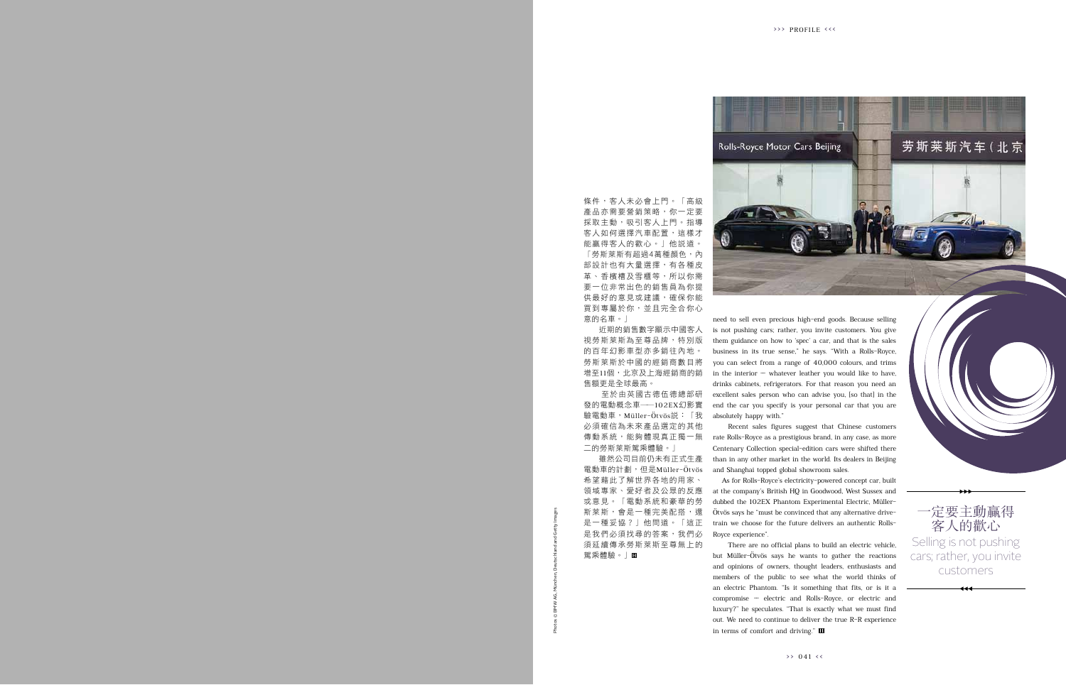條件，客人未必會上門。「高級產品亦需要營銷策略，你一定要採取主動，吸引客人上門。指導客人如何選擇汽車配置，這樣才能贏得客人的歡心。」他說道。「勞斯萊斯有超過4萬種顏色，內部設計也有大量選擇，有各種皮革、香檳槽及雪櫃等，所以你需要一位非常出色的銷售員為你提供最好的意見或建議，確保你能買到專屬於你，並且完全合你心意的名車。」

近期的銷售數字顯示中國客人視勞斯萊斯為至尊品牌，特別版的百年幻影車型亦多銷往內地。勞斯萊斯於中國的經銷商數目將增至11個，北京及上海經銷商的銷售額更是全球最高。

至於由英國古德伍德總部研發的電動概念車——102EX幻影實驗電動車，Müller-Ötvös說：「我必須確信為未來產品選定的其他傳動系統，能夠體現真正獨一無二的勞斯萊斯駕乘體驗。」

雖然公司目前仍未有正式生產電動車的計劃，但是Müller-Ötvös希望藉此了解世界各地的用家、領域專家、愛好者及公眾的反應或意見。「電動系統和豪華的勞斯萊斯，會是一種完美配搭，還是一種妥協？」他問道。「這正是我們必須找尋的答案，我們必須延續傳承勞斯萊斯至尊無上的駕乘體驗。」

need to sell even precious high-end goods. Because selling is not pushing cars; rather, you invite customers. You give them guidance on how to 'spec' a car, and that is the sales business in its true sense," he says. "With a Rolls-Royce, you can select from a range of 40,000 colours, and trims in the interior – whatever leather you would like to have, drinks cabinets, refrigerators. For that reason you need an excellent sales person who can advise you, [so that] in the end the car you specify is your personal car that you are absolutely happy with."

Recent sales figures suggest that Chinese customers rate Rolls-Royce as a prestigious brand, in any case, as more Centenary Collection special-edition cars were shifted there than in any other market in the world. Its dealers in Beijing and Shanghai topped global showroom sales.

As for Rolls-Royce's electricity-powered concept car, built at the company's British HQ in Goodwood, West Sussex and dubbed the 102EX Phantom Experimental Electric, Müller-Ötvös says he "must be convinced that any alternative drive-train we choose for the future delivers an authentic Rolls-Royce experience".

There are no official plans to build an electric vehicle, but Müller-Ötvös says he wants to gather the reactions and opinions of owners, thought leaders, enthusiasts and members of the public to see what the world thinks of an electric Phantom. "Is it something that fits, or is it a compromise – electric and Rolls-Royce, or electric and luxury?" he speculates. "That is exactly what we must find out. We need to continue to deliver the true R-R experience in terms of comfort and driving."

一定要主動贏得客人的歡心

Selling is not pushing cars; rather, you invite customers

Photos © BMW AG, München, Deutschland and Getty Images